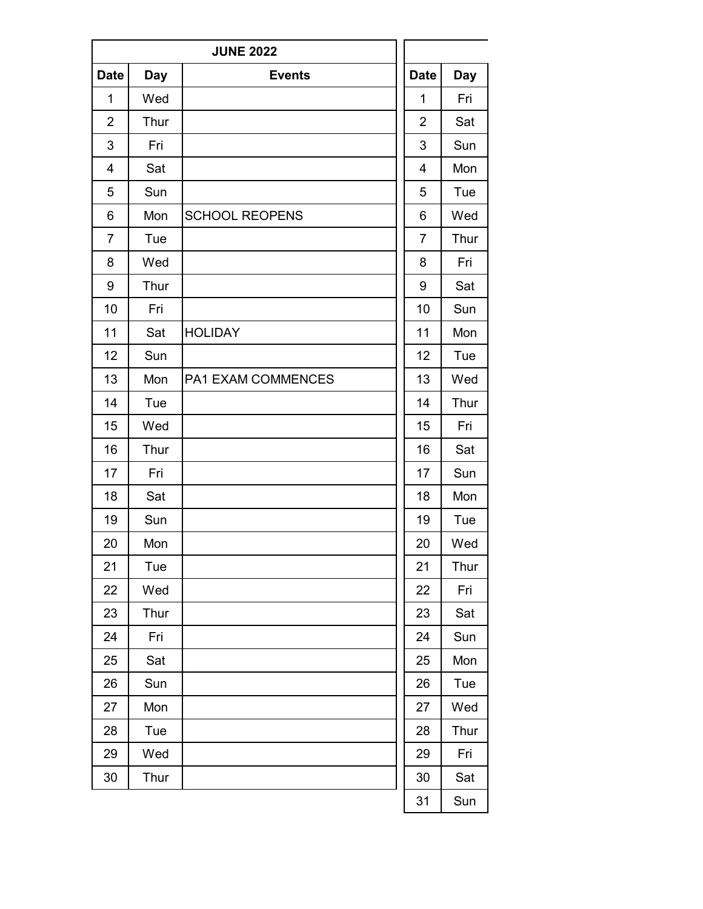| JUNE 2022 | | |
|---|---|---|
| Date | Day | Events |
| 1 | Wed | |
| 2 | Thur | |
| 3 | Fri | |
| 4 | Sat | |
| 5 | Sun | |
| 6 | Mon | SCHOOL REOPENS |
| 7 | Tue | |
| 8 | Wed | |
| 9 | Thur | |
| 10 | Fri | |
| 11 | Sat | HOLIDAY |
| 12 | Sun | |
| 13 | Mon | PA1 EXAM COMMENCES |
| 14 | Tue | |
| 15 | Wed | |
| 16 | Thur | |
| 17 | Fri | |
| 18 | Sat | |
| 19 | Sun | |
| 20 | Mon | |
| 21 | Tue | |
| 22 | Wed | |
| 23 | Thur | |
| 24 | Fri | |
| 25 | Sat | |
| 26 | Sun | |
| 27 | Mon | |
| 28 | Tue | |
| 29 | Wed | |
| 30 | Thur | |

| | |
|---|---|
| Date | Day |
| 1 | Fri |
| 2 | Sat |
| 3 | Sun |
| 4 | Mon |
| 5 | Tue |
| 6 | Wed |
| 7 | Thur |
| 8 | Fri |
| 9 | Sat |
| 10 | Sun |
| 11 | Mon |
| 12 | Tue |
| 13 | Wed |
| 14 | Thur |
| 15 | Fri |
| 16 | Sat |
| 17 | Sun |
| 18 | Mon |
| 19 | Tue |
| 20 | Wed |
| 21 | Thur |
| 22 | Fri |
| 23 | Sat |
| 24 | Sun |
| 25 | Mon |
| 26 | Tue |
| 27 | Wed |
| 28 | Thur |
| 29 | Fri |
| 30 | Sat |
| 31 | Sun |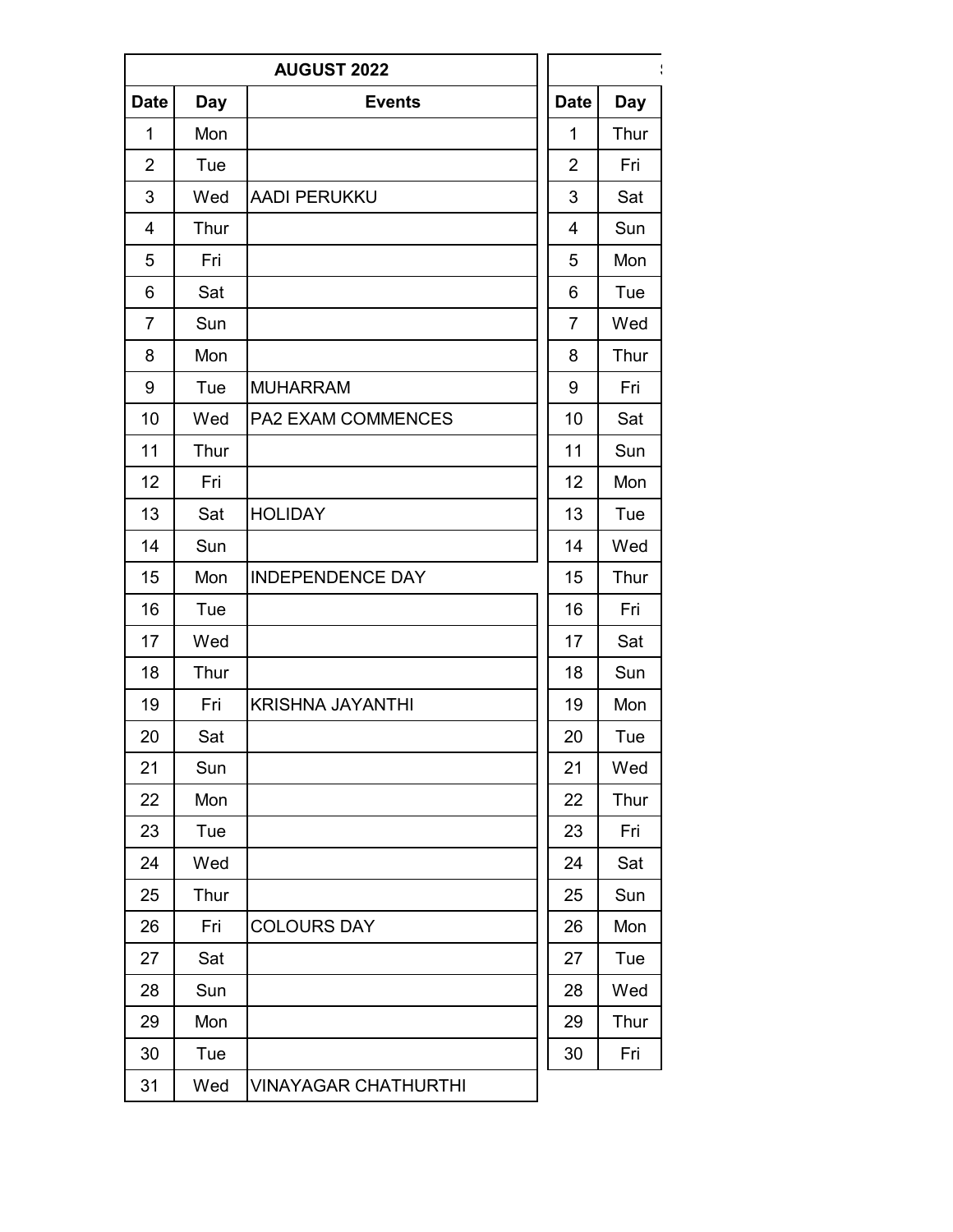| AUGUST 2022 | | |
|---|---|---|
| **Date** | **Day** | **Events** |
| 1 | Mon | |
| 2 | Tue | |
| 3 | Wed | AADI PERUKKU |
| 4 | Thur | |
| 5 | Fri | |
| 6 | Sat | |
| 7 | Sun | |
| 8 | Mon | |
| 9 | Tue | MUHARRAM |
| 10 | Wed | PA2 EXAM COMMENCES |
| 11 | Thur | |
| 12 | Fri | |
| 13 | Sat | HOLIDAY |
| 14 | Sun | |
| 15 | Mon | INDEPENDENCE DAY |
| 16 | Tue | |
| 17 | Wed | |
| 18 | Thur | |
| 19 | Fri | KRISHNA JAYANTHI |
| 20 | Sat | |
| 21 | Sun | |
| 22 | Mon | |
| 23 | Tue | |
| 24 | Wed | |
| 25 | Thur | |
| 26 | Fri | COLOURS DAY |
| 27 | Sat | |
| 28 | Sun | |
| 29 | Mon | |
| 30 | Tue | |
| 31 | Wed | VINAYAGAR CHATHURTHI |

| S | |
|---|---|
| **Date** | **Day** |
| 1 | Thur |
| 2 | Fri |
| 3 | Sat |
| 4 | Sun |
| 5 | Mon |
| 6 | Tue |
| 7 | Wed |
| 8 | Thur |
| 9 | Fri |
| 10 | Sat |
| 11 | Sun |
| 12 | Mon |
| 13 | Tue |
| 14 | Wed |
| 15 | Thur |
| 16 | Fri |
| 17 | Sat |
| 18 | Sun |
| 19 | Mon |
| 20 | Tue |
| 21 | Wed |
| 22 | Thur |
| 23 | Fri |
| 24 | Sat |
| 25 | Sun |
| 26 | Mon |
| 27 | Tue |
| 28 | Wed |
| 29 | Thur |
| 30 | Fri |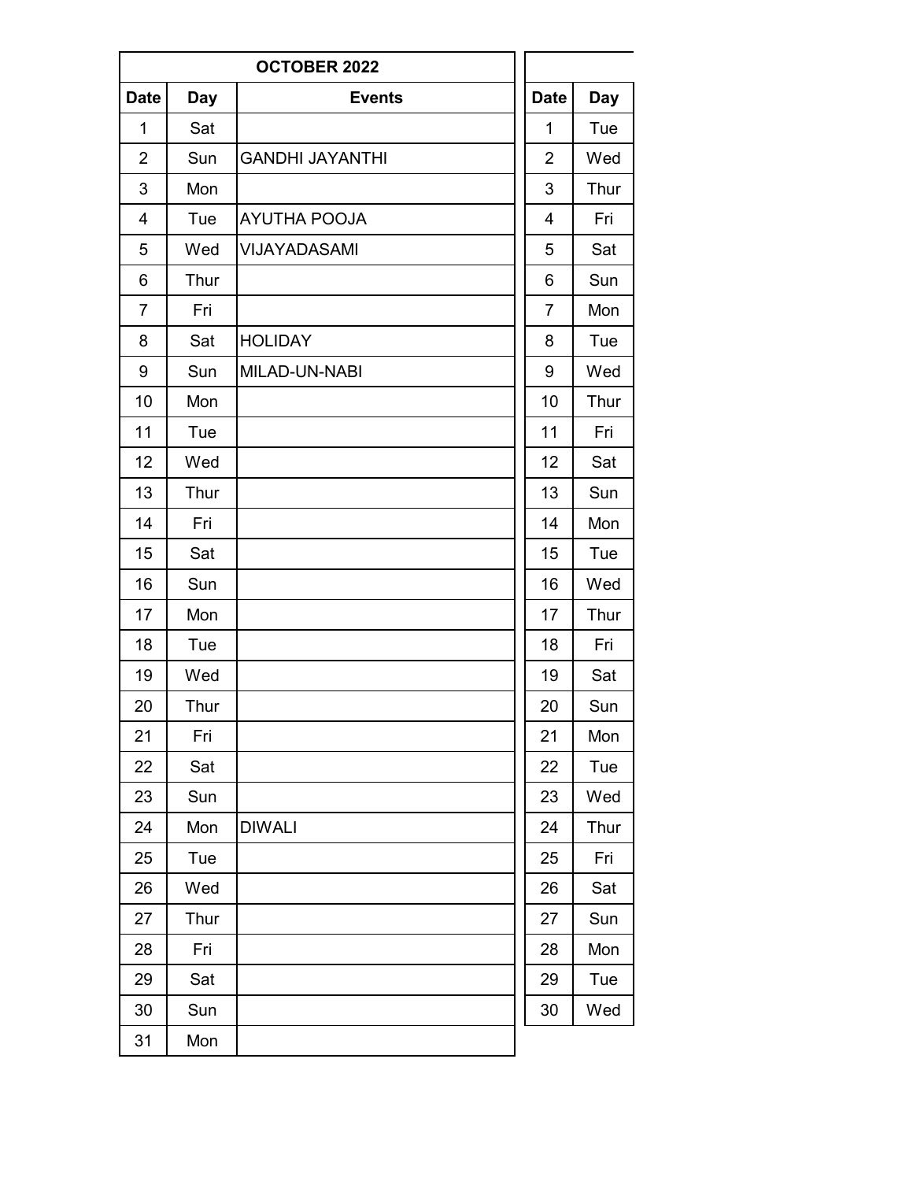| OCTOBER 2022 | | |
|---|---|---|
| Date | Day | Events |
| 1 | Sat | |
| 2 | Sun | GANDHI JAYANTHI |
| 3 | Mon | |
| 4 | Tue | AYUTHA POOJA |
| 5 | Wed | VIJAYADASAMI |
| 6 | Thur | |
| 7 | Fri | |
| 8 | Sat | HOLIDAY |
| 9 | Sun | MILAD-UN-NABI |
| 10 | Mon | |
| 11 | Tue | |
| 12 | Wed | |
| 13 | Thur | |
| 14 | Fri | |
| 15 | Sat | |
| 16 | Sun | |
| 17 | Mon | |
| 18 | Tue | |
| 19 | Wed | |
| 20 | Thur | |
| 21 | Fri | |
| 22 | Sat | |
| 23 | Sun | |
| 24 | Mon | DIWALI |
| 25 | Tue | |
| 26 | Wed | |
| 27 | Thur | |
| 28 | Fri | |
| 29 | Sat | |
| 30 | Sun | |
| 31 | Mon | |

| Date | Day |
|---|---|
| 1 | Tue |
| 2 | Wed |
| 3 | Thur |
| 4 | Fri |
| 5 | Sat |
| 6 | Sun |
| 7 | Mon |
| 8 | Tue |
| 9 | Wed |
| 10 | Thur |
| 11 | Fri |
| 12 | Sat |
| 13 | Sun |
| 14 | Mon |
| 15 | Tue |
| 16 | Wed |
| 17 | Thur |
| 18 | Fri |
| 19 | Sat |
| 20 | Sun |
| 21 | Mon |
| 22 | Tue |
| 23 | Wed |
| 24 | Thur |
| 25 | Fri |
| 26 | Sat |
| 27 | Sun |
| 28 | Mon |
| 29 | Tue |
| 30 | Wed |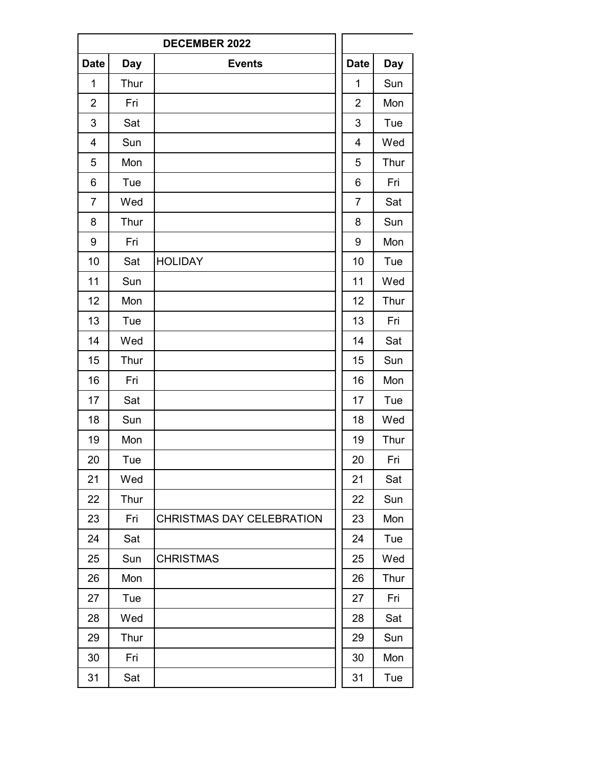| DECEMBER 2022 | | |
|---|---|---|
| **Date** | **Day** | **Events** |
| 1 | Thur | |
| 2 | Fri | |
| 3 | Sat | |
| 4 | Sun | |
| 5 | Mon | |
| 6 | Tue | |
| 7 | Wed | |
| 8 | Thur | |
| 9 | Fri | |
| 10 | Sat | HOLIDAY |
| 11 | Sun | |
| 12 | Mon | |
| 13 | Tue | |
| 14 | Wed | |
| 15 | Thur | |
| 16 | Fri | |
| 17 | Sat | |
| 18 | Sun | |
| 19 | Mon | |
| 20 | Tue | |
| 21 | Wed | |
| 22 | Thur | |
| 23 | Fri | CHRISTMAS DAY CELEBRATION |
| 24 | Sat | |
| 25 | Sun | CHRISTMAS |
| 26 | Mon | |
| 27 | Tue | |
| 28 | Wed | |
| 29 | Thur | |
| 30 | Fri | |
| 31 | Sat | |

| Date | Day |
|---|---|
| 1 | Sun |
| 2 | Mon |
| 3 | Tue |
| 4 | Wed |
| 5 | Thur |
| 6 | Fri |
| 7 | Sat |
| 8 | Sun |
| 9 | Mon |
| 10 | Tue |
| 11 | Wed |
| 12 | Thur |
| 13 | Fri |
| 14 | Sat |
| 15 | Sun |
| 16 | Mon |
| 17 | Tue |
| 18 | Wed |
| 19 | Thur |
| 20 | Fri |
| 21 | Sat |
| 22 | Sun |
| 23 | Mon |
| 24 | Tue |
| 25 | Wed |
| 26 | Thur |
| 27 | Fri |
| 28 | Sat |
| 29 | Sun |
| 30 | Mon |
| 31 | Tue |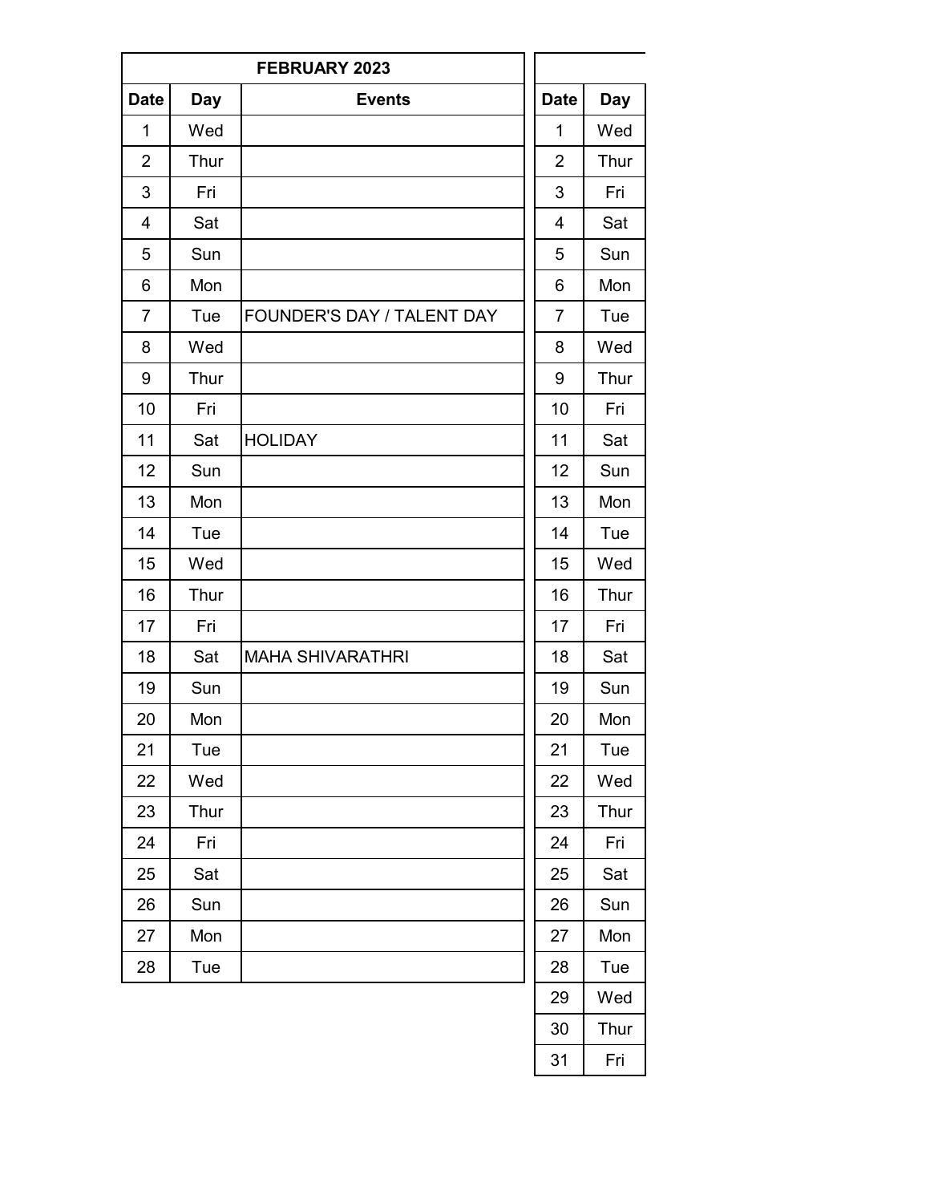| FEBRUARY 2023 | | |
|---|---|---|
| Date | Day | Events |
| 1 | Wed | |
| 2 | Thur | |
| 3 | Fri | |
| 4 | Sat | |
| 5 | Sun | |
| 6 | Mon | |
| 7 | Tue | FOUNDER'S DAY / TALENT DAY |
| 8 | Wed | |
| 9 | Thur | |
| 10 | Fri | |
| 11 | Sat | HOLIDAY |
| 12 | Sun | |
| 13 | Mon | |
| 14 | Tue | |
| 15 | Wed | |
| 16 | Thur | |
| 17 | Fri | |
| 18 | Sat | MAHA SHIVARATHRI |
| 19 | Sun | |
| 20 | Mon | |
| 21 | Tue | |
| 22 | Wed | |
| 23 | Thur | |
| 24 | Fri | |
| 25 | Sat | |
| 26 | Sun | |
| 27 | Mon | |
| 28 | Tue | |

| Date | Day |
|---|---|
| 1 | Wed |
| 2 | Thur |
| 3 | Fri |
| 4 | Sat |
| 5 | Sun |
| 6 | Mon |
| 7 | Tue |
| 8 | Wed |
| 9 | Thur |
| 10 | Fri |
| 11 | Sat |
| 12 | Sun |
| 13 | Mon |
| 14 | Tue |
| 15 | Wed |
| 16 | Thur |
| 17 | Fri |
| 18 | Sat |
| 19 | Sun |
| 20 | Mon |
| 21 | Tue |
| 22 | Wed |
| 23 | Thur |
| 24 | Fri |
| 25 | Sat |
| 26 | Sun |
| 27 | Mon |
| 28 | Tue |
| 29 | Wed |
| 30 | Thur |
| 31 | Fri |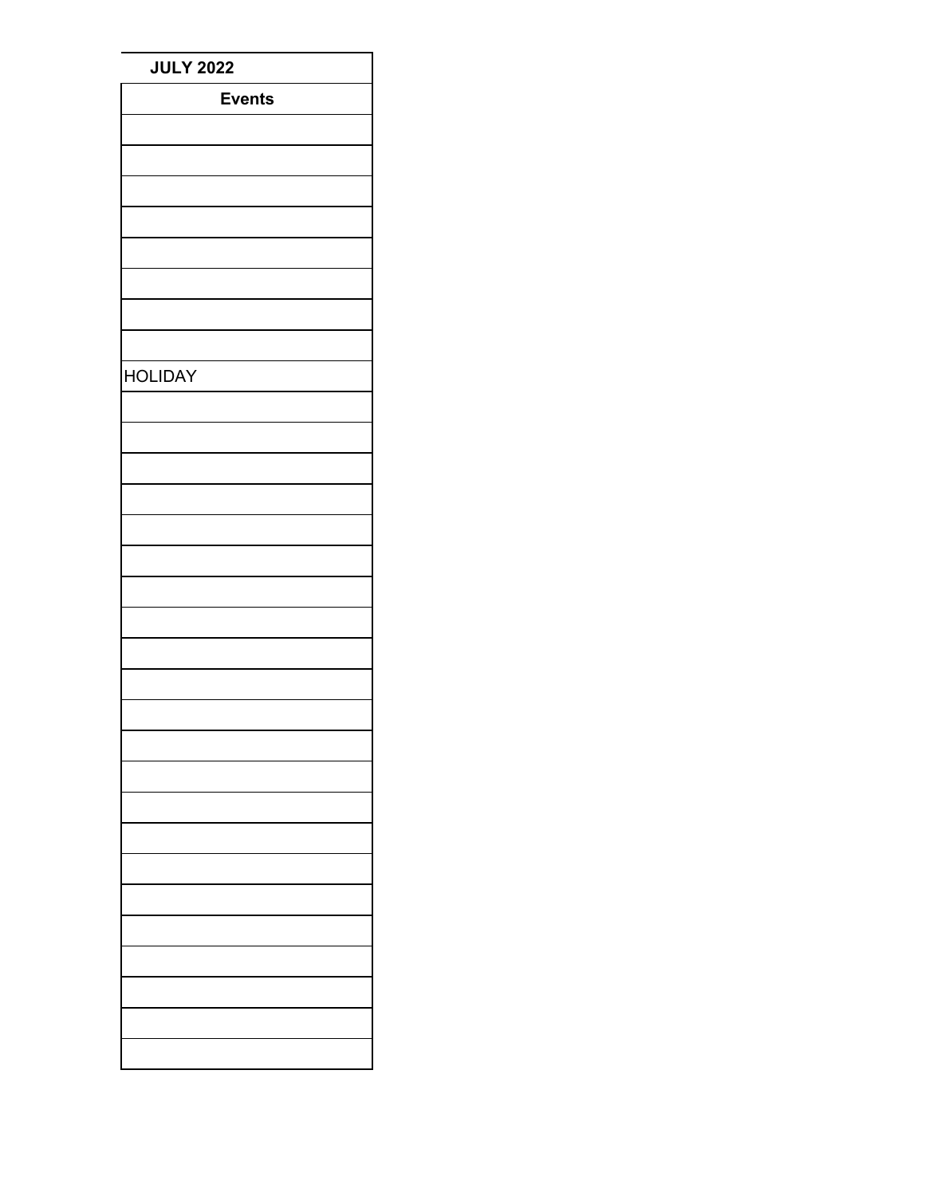**JULY 2022**

| Events |
|---|
| |
| |
| |
| |
| |
| |
| |
| |
| HOLIDAY |
| |
| |
| |
| |
| |
| |
| |
| |
| |
| |
| |
| |
| |
| |
| |
| |
| |
| |
| |
| |
| |
| |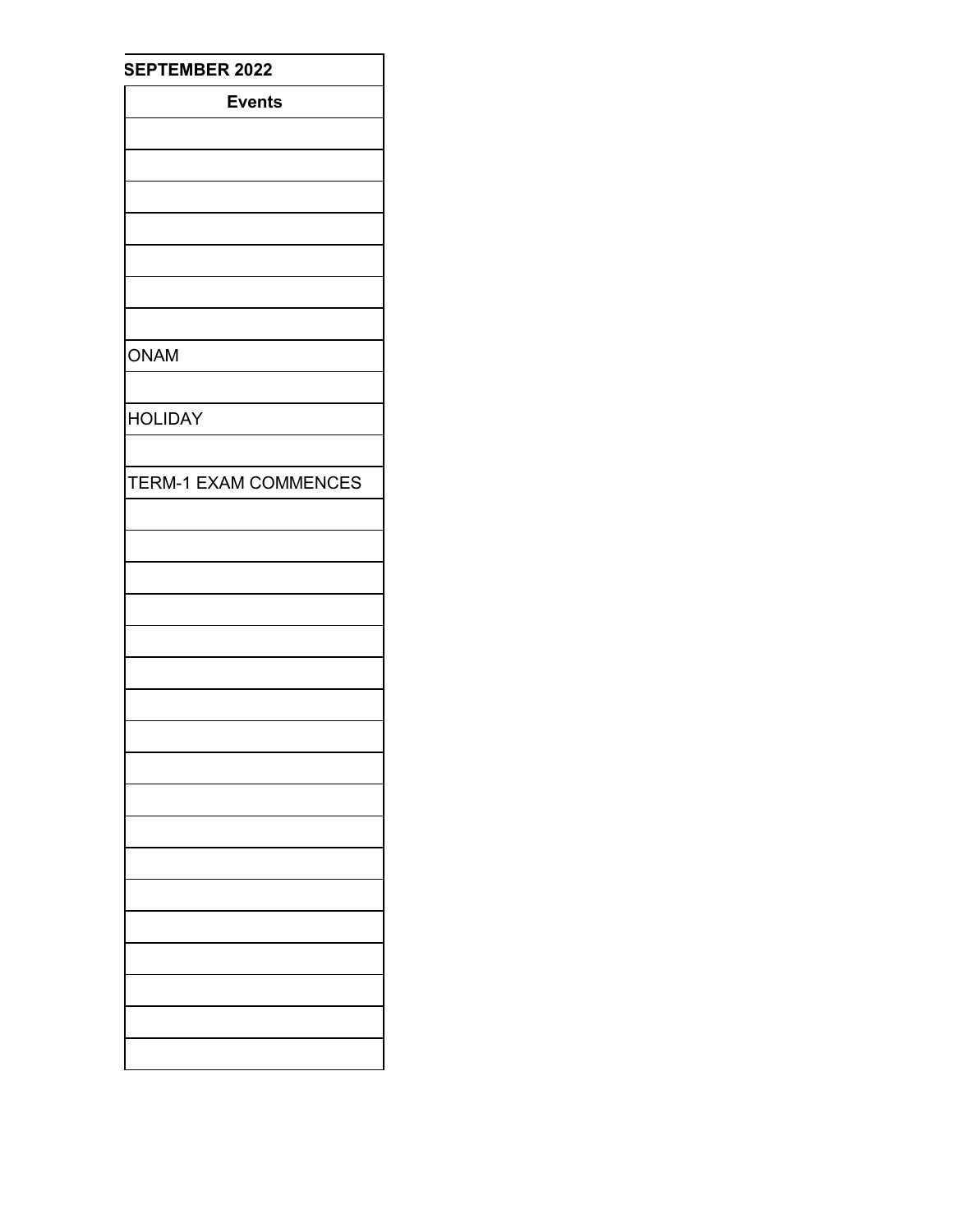| SEPTEMBER 2022 |
|---|
| **Events** |
| |
| |
| |
| |
| |
| |
| |
| ONAM |
| |
| HOLIDAY |
| |
| TERM-1 EXAM COMMENCES |
| |
| |
| |
| |
| |
| |
| |
| |
| |
| |
| |
| |
| |
| |
| |
| |
| |
| |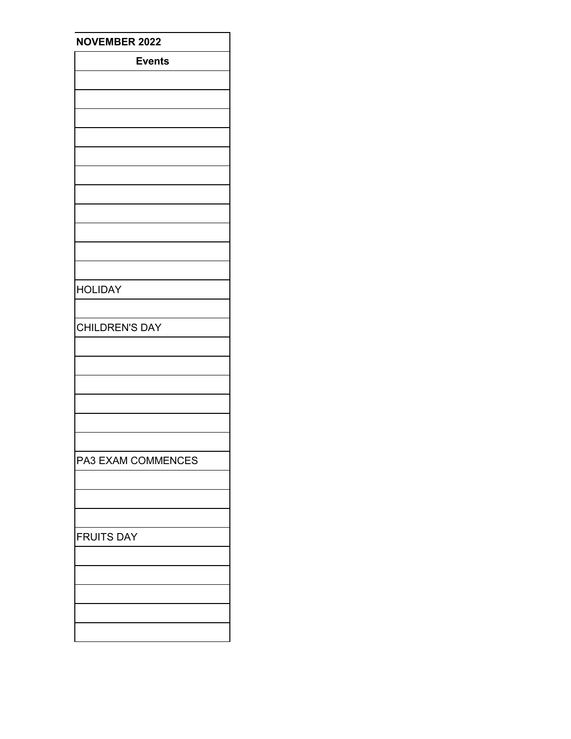| NOVEMBER 2022 |
| --- |
| **Events** |
| |
| |
| |
| |
| |
| |
| |
| |
| |
| |
| |
| HOLIDAY |
| |
| CHILDREN'S DAY |
| |
| |
| |
| |
| |
| |
| PA3 EXAM COMMENCES |
| |
| |
| |
| FRUITS DAY |
| |
| |
| |
| |
| |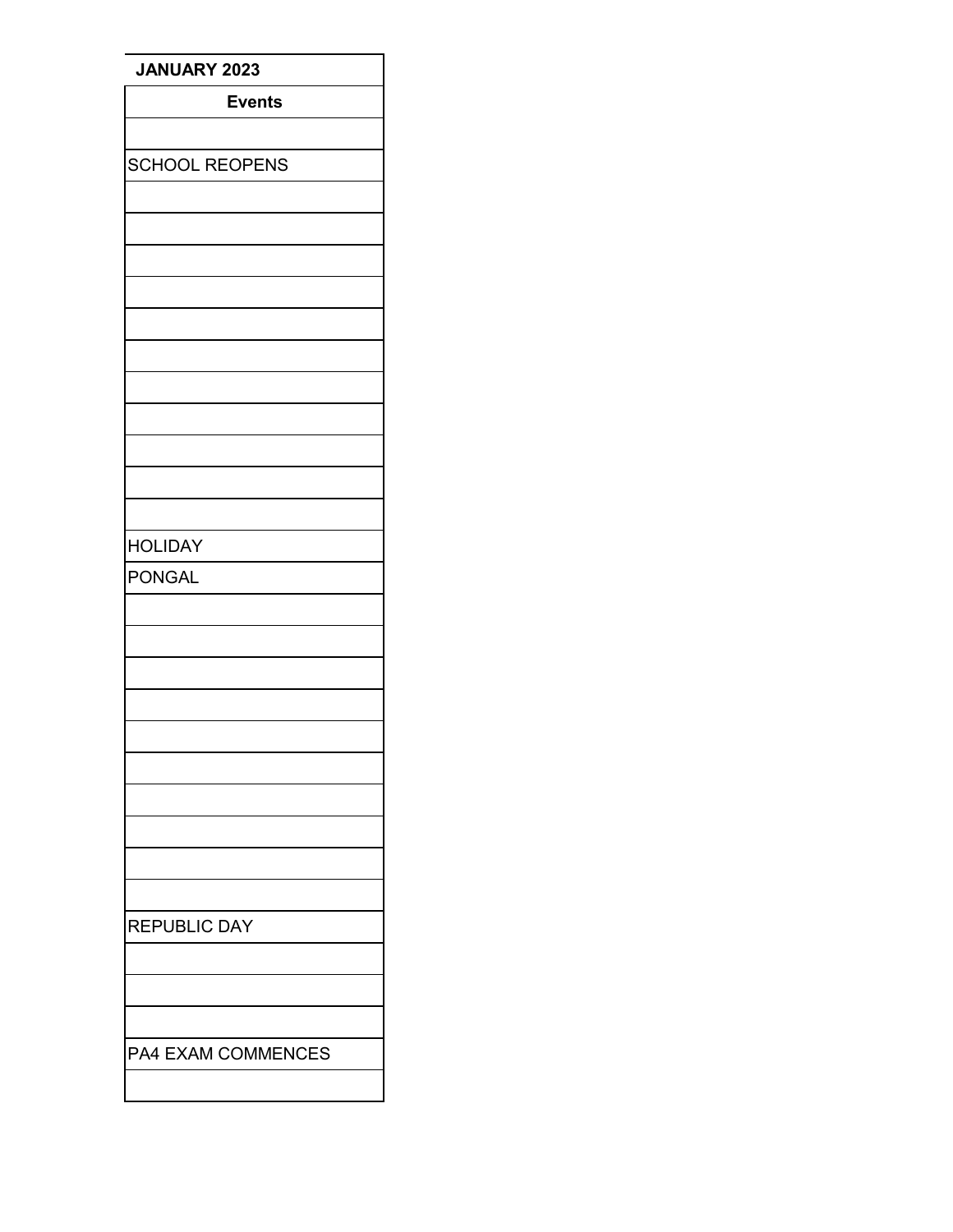| JANUARY 2023 |
| --- |
| **Events** |
| |
| SCHOOL REOPENS |
| |
| |
| |
| |
| |
| |
| |
| |
| |
| |
| |
| HOLIDAY |
| PONGAL |
| |
| |
| |
| |
| |
| |
| |
| |
| |
| |
| REPUBLIC DAY |
| |
| |
| |
| PA4 EXAM COMMENCES |
| |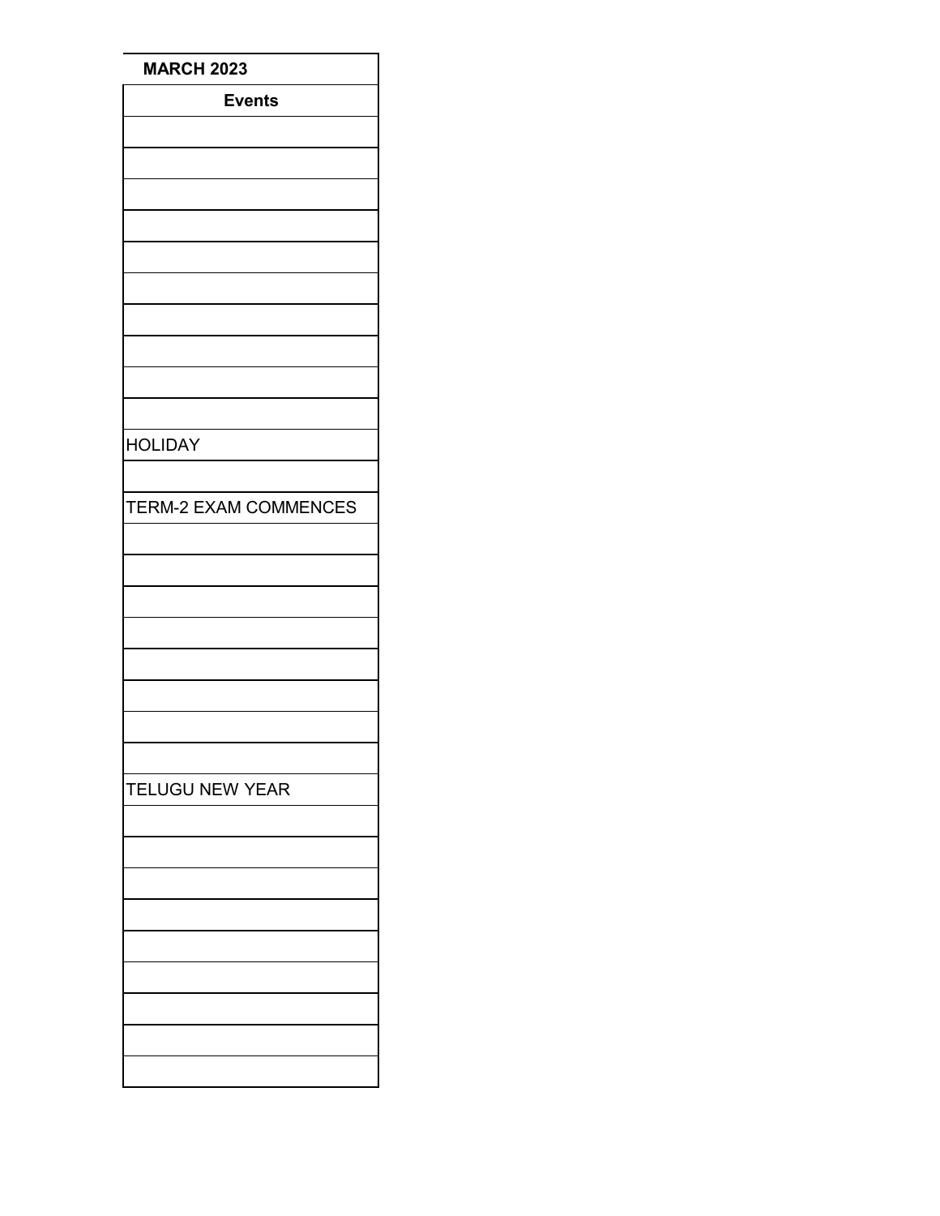**MARCH 2023**

| Events |
| --- |
| |
| |
| |
| |
| |
| |
| |
| |
| |
| |
| HOLIDAY |
| |
| TERM-2 EXAM COMMENCES |
| |
| |
| |
| |
| |
| |
| |
| |
| TELUGU NEW YEAR |
| |
| |
| |
| |
| |
| |
| |
| |
| |